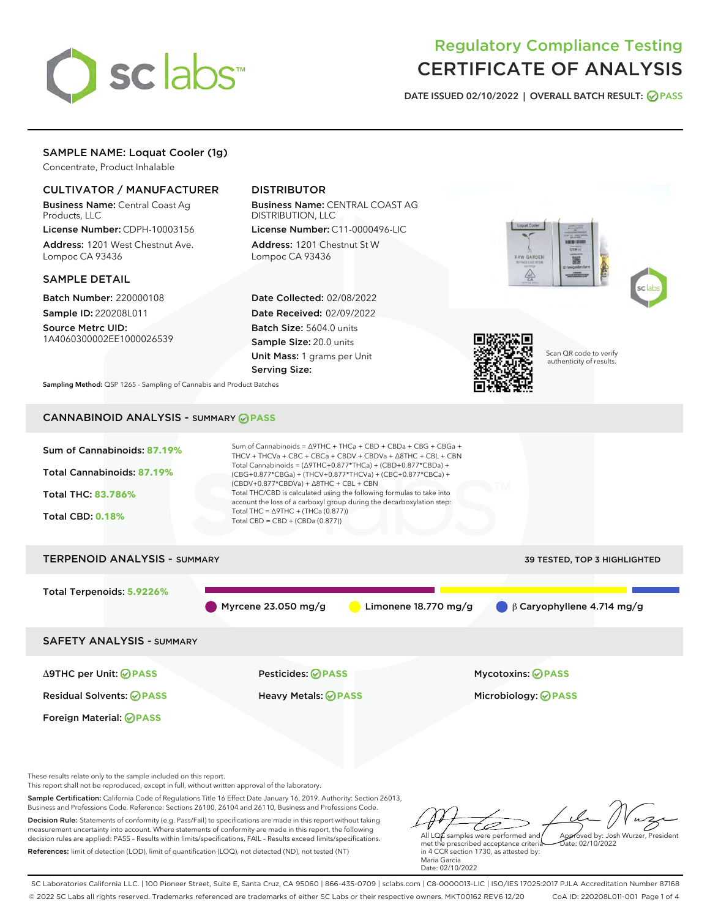# Regulatory Compliance Testing
# CERTIFICATE OF ANALYSIS

**DATE ISSUED 02/10/2022 | OVERALL BATCH RESULT: PASS**

## SAMPLE NAME: Loquat Cooler (1g)

Concentrate, Product Inhalable

### CULTIVATOR / MANUFACTURER

**Business Name:** Central Coast Ag Products, LLC

**License Number:** CDPH-10003156

**Address:** 1201 West Chestnut Ave. Lompoc CA 93436

### DISTRIBUTOR

**Business Name:** CENTRAL COAST AG DISTRIBUTION, LLC

**License Number:** C11-0000496-LIC

**Address:** 1201 Chestnut St W Lompoc CA 93436

### SAMPLE DETAIL

**Batch Number:** 220000108

**Sample ID:** 220208L011

**Source Metrc UID:** 1A4060300002EE1000026539

**Date Collected:** 02/08/2022

**Date Received:** 02/09/2022

**Batch Size:** 5604.0 units

**Sample Size:** 20.0 units

**Unit Mass:** 1 grams per Unit

**Serving Size:**

Scan QR code to verify authenticity of results.

**Sampling Method:** QSP 1265 - Sampling of Cannabis and Product Batches

## CANNABINOID ANALYSIS - SUMMARY PASS

Sum of Cannabinoids: **87.19%**

Total Cannabinoids: **87.19%**

Total THC: **83.786%**

Total CBD: **0.18%**

Sum of Cannabinoids = Δ9THC + THCa + CBD + CBDa + CBG + CBGa + THCV + THCVa + CBC + CBCa + CBDV + CBDVa + Δ8THC + CBL + CBN

Total Cannabinoids = (Δ9THC+0.877*THCa) + (CBD+0.877*CBDa) + (CBG+0.877*CBGa) + (THCV+0.877*THCVa) + (CBC+0.877*CBCa) + (CBDV+0.877*CBDVa) + Δ8THC + CBL + CBN

Total THC/CBD is calculated using the following formulas to take into account the loss of a carboxyl group during the decarboxylation step:

Total THC = Δ9THC + (THCa (0.877))

Total CBD = CBD + (CBDa (0.877))

## TERPENOID ANALYSIS - SUMMARY

39 TESTED, TOP 3 HIGHLIGHTED

Total Terpenoids: **5.9226%**

Myrcene 23.050 mg/g | Limonene 18.770 mg/g | β Caryophyllene 4.714 mg/g

## SAFETY ANALYSIS - SUMMARY

| | | |
|---|---|---|
| Δ9THC per Unit: PASS | Pesticides: PASS | Mycotoxins: PASS |
| Residual Solvents: PASS | Heavy Metals: PASS | Microbiology: PASS |
| Foreign Material: PASS | | |

These results relate only to the sample included on this report.
This report shall not be reproduced, except in full, without written approval of the laboratory.

**Sample Certification:** California Code of Regulations Title 16 Effect Date January 16, 2019. Authority: Section 26013, Business and Professions Code. Reference: Sections 26100, 26104 and 26110, Business and Professions Code.

**Decision Rule:** Statements of conformity (e.g. Pass/Fail) to specifications are made in this report without taking measurement uncertainty into account. Where statements of conformity are made in this report, the following decision rules are applied: PASS - Results within limits/specifications, FAIL - Results exceed limits/specifications.

**References:** limit of detection (LOD), limit of quantification (LOQ), not detected (ND), not tested (NT)

All LQC samples were performed and met the prescribed acceptance criteria in 4 CCR section 1730, as attested by: Maria Garcia
Date: 02/10/2022

Approved by: Josh Wurzer, President
Date: 02/10/2022

SC Laboratories California LLC. | 100 Pioneer Street, Suite E, Santa Cruz, CA 95060 | 866-435-0709 | sclabs.com | C8-0000013-LIC | ISO/IES 17025:2017 PJLA Accreditation Number 87168
© 2022 SC Labs all rights reserved. Trademarks referenced are trademarks of either SC Labs or their respective owners. MKT00162 REV6 12/20 CoA ID: 220208L011-001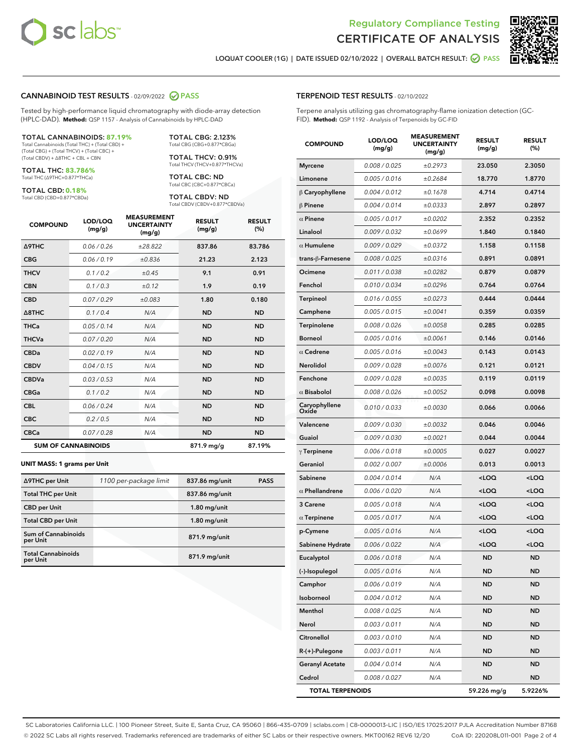Regulatory Compliance Testing

# CERTIFICATE OF ANALYSIS

LOQUAT COOLER (1G) | DATE ISSUED 02/10/2022 | OVERALL BATCH RESULT: PASS

## CANNABINOID TEST RESULTS - 02/09/2022 PASS

Tested by high-performance liquid chromatography with diode-array detection (HPLC-DAD). **Method:** QSP 1157 - Analysis of Cannabinoids by HPLC-DAD

**TOTAL CANNABINOIDS: 87.19%**
Total Cannabinoids (Total THC) + (Total CBD) + (Total CBG) + (Total THCV) + (Total CBC) + (Total CBDV) + Δ8THC + CBL + CBN

**TOTAL THC: 83.786%**
Total THC (Δ9THC+0.877*THCa)

**TOTAL CBD: 0.18%**
Total CBD (CBD+0.877*CBDa)

**TOTAL CBG: 2.123%**
Total CBG (CBG+0.877*CBGa)

**TOTAL THCV: 0.91%**
Total THCV (THCV+0.877*THCVa)

**TOTAL CBC: ND**
Total CBC (CBC+0.877*CBCa)

**TOTAL CBDV: ND**
Total CBDV (CBDV+0.877*CBDVa)

| COMPOUND | LOD/LOQ (mg/g) | MEASUREMENT UNCERTAINTY (mg/g) | RESULT (mg/g) | RESULT (%) |
|---|---|---|---|---|
| Δ9THC | 0.06 / 0.26 | ±28.822 | 837.86 | 83.786 |
| CBG | 0.06 / 0.19 | ±0.836 | 21.23 | 2.123 |
| THCV | 0.1 / 0.2 | ±0.45 | 9.1 | 0.91 |
| CBN | 0.1 / 0.3 | ±0.12 | 1.9 | 0.19 |
| CBD | 0.07 / 0.29 | ±0.083 | 1.80 | 0.180 |
| Δ8THC | 0.1 / 0.4 | N/A | ND | ND |
| THCa | 0.05 / 0.14 | N/A | ND | ND |
| THCVa | 0.07 / 0.20 | N/A | ND | ND |
| CBDa | 0.02 / 0.19 | N/A | ND | ND |
| CBDV | 0.04 / 0.15 | N/A | ND | ND |
| CBDVa | 0.03 / 0.53 | N/A | ND | ND |
| CBGa | 0.1 / 0.2 | N/A | ND | ND |
| CBL | 0.06 / 0.24 | N/A | ND | ND |
| CBC | 0.2 / 0.5 | N/A | ND | ND |
| CBCa | 0.07 / 0.28 | N/A | ND | ND |
| **SUM OF CANNABINOIDS** | | | 871.9 mg/g | 87.19% |

**UNIT MASS: 1 grams per Unit**

| | | | |
|---|---|---|---|
| Δ9THC per Unit | 1100 per-package limit | 837.86 mg/unit | PASS |
| Total THC per Unit | | 837.86 mg/unit | |
| CBD per Unit | | 1.80 mg/unit | |
| Total CBD per Unit | | 1.80 mg/unit | |
| Sum of Cannabinoids per Unit | | 871.9 mg/unit | |
| Total Cannabinoids per Unit | | 871.9 mg/unit | |

## TERPENOID TEST RESULTS - 02/10/2022

Terpene analysis utilizing gas chromatography-flame ionization detection (GC-FID). **Method:** QSP 1192 - Analysis of Terpenoids by GC-FID

| COMPOUND | LOD/LOQ (mg/g) | MEASUREMENT UNCERTAINTY (mg/g) | RESULT (mg/g) | RESULT (%) |
|---|---|---|---|---|
| Myrcene | 0.008 / 0.025 | ±0.2973 | 23.050 | 2.3050 |
| Limonene | 0.005 / 0.016 | ±0.2684 | 18.770 | 1.8770 |
| β Caryophyllene | 0.004 / 0.012 | ±0.1678 | 4.714 | 0.4714 |
| β Pinene | 0.004 / 0.014 | ±0.0333 | 2.897 | 0.2897 |
| α Pinene | 0.005 / 0.017 | ±0.0202 | 2.352 | 0.2352 |
| Linalool | 0.009 / 0.032 | ±0.0699 | 1.840 | 0.1840 |
| α Humulene | 0.009 / 0.029 | ±0.0372 | 1.158 | 0.1158 |
| trans-β-Farnesene | 0.008 / 0.025 | ±0.0316 | 0.891 | 0.0891 |
| Ocimene | 0.011 / 0.038 | ±0.0282 | 0.879 | 0.0879 |
| Fenchol | 0.010 / 0.034 | ±0.0296 | 0.764 | 0.0764 |
| Terpineol | 0.016 / 0.055 | ±0.0273 | 0.444 | 0.0444 |
| Camphene | 0.005 / 0.015 | ±0.0041 | 0.359 | 0.0359 |
| Terpinolene | 0.008 / 0.026 | ±0.0058 | 0.285 | 0.0285 |
| Borneol | 0.005 / 0.016 | ±0.0061 | 0.146 | 0.0146 |
| α Cedrene | 0.005 / 0.016 | ±0.0043 | 0.143 | 0.0143 |
| Nerolidol | 0.009 / 0.028 | ±0.0076 | 0.121 | 0.0121 |
| Fenchone | 0.009 / 0.028 | ±0.0035 | 0.119 | 0.0119 |
| α Bisabolol | 0.008 / 0.026 | ±0.0052 | 0.098 | 0.0098 |
| Caryophyllene Oxide | 0.010 / 0.033 | ±0.0030 | 0.066 | 0.0066 |
| Valencene | 0.009 / 0.030 | ±0.0032 | 0.046 | 0.0046 |
| Guaiol | 0.009 / 0.030 | ±0.0021 | 0.044 | 0.0044 |
| γ Terpinene | 0.006 / 0.018 | ±0.0005 | 0.027 | 0.0027 |
| Geraniol | 0.002 / 0.007 | ±0.0006 | 0.013 | 0.0013 |
| Sabinene | 0.004 / 0.014 | N/A | <LOQ | <LOQ |
| α Phellandrene | 0.006 / 0.020 | N/A | <LOQ | <LOQ |
| 3 Carene | 0.005 / 0.018 | N/A | <LOQ | <LOQ |
| α Terpinene | 0.005 / 0.017 | N/A | <LOQ | <LOQ |
| p-Cymene | 0.005 / 0.016 | N/A | <LOQ | <LOQ |
| Sabinene Hydrate | 0.006 / 0.022 | N/A | <LOQ | <LOQ |
| Eucalyptol | 0.006 / 0.018 | N/A | ND | ND |
| (-)-Isopulegol | 0.005 / 0.016 | N/A | ND | ND |
| Camphor | 0.006 / 0.019 | N/A | ND | ND |
| Isoborneol | 0.004 / 0.012 | N/A | ND | ND |
| Menthol | 0.008 / 0.025 | N/A | ND | ND |
| Nerol | 0.003 / 0.011 | N/A | ND | ND |
| Citronellol | 0.003 / 0.010 | N/A | ND | ND |
| R-(+)-Pulegone | 0.003 / 0.011 | N/A | ND | ND |
| Geranyl Acetate | 0.004 / 0.014 | N/A | ND | ND |
| Cedrol | 0.008 / 0.027 | N/A | ND | ND |
| **TOTAL TERPENOIDS** | | | 59.226 mg/g | 5.9226% |

SC Laboratories California LLC. | 100 Pioneer Street, Suite E, Santa Cruz, CA 95060 | 866-435-0709 | sclabs.com | C8-0000013-LIC | ISO/IES 17025:2017 PJLA Accreditation Number 87168
© 2022 SC Labs all rights reserved. Trademarks referenced are trademarks of either SC Labs or their respective owners. MKT00162 REV6 12/20 CoA ID: 220208L011-001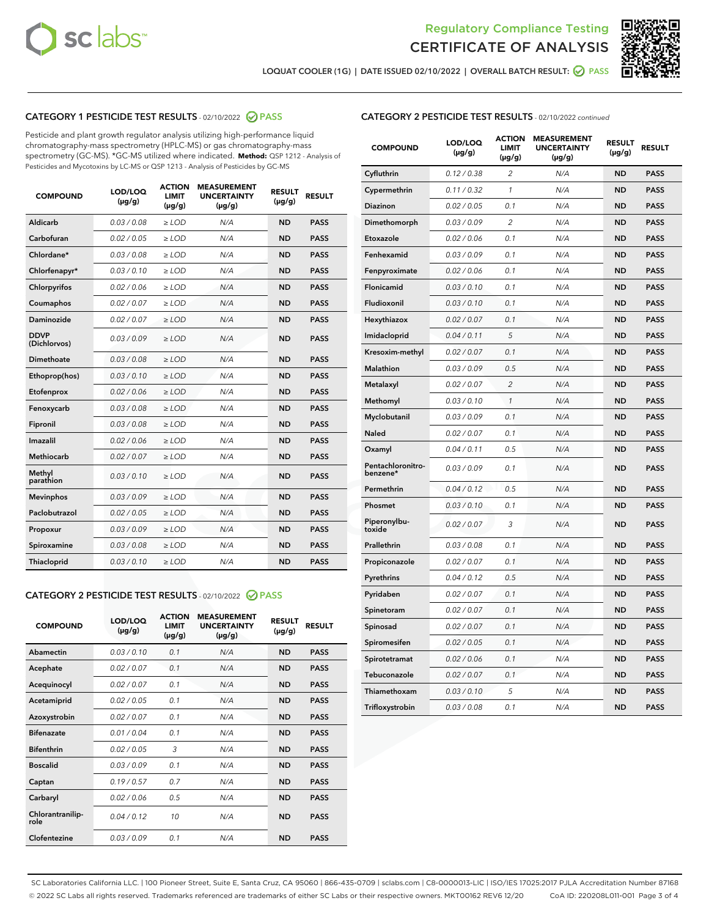Regulatory Compliance Testing
CERTIFICATE OF ANALYSIS

LOQUAT COOLER (1G) | DATE ISSUED 02/10/2022 | OVERALL BATCH RESULT: PASS

## CATEGORY 1 PESTICIDE TEST RESULTS - 02/10/2022 PASS

Pesticide and plant growth regulator analysis utilizing high-performance liquid chromatography-mass spectrometry (HPLC-MS) or gas chromatography-mass spectrometry (GC-MS). *GC-MS utilized where indicated. **Method:** QSP 1212 - Analysis of Pesticides and Mycotoxins by LC-MS or QSP 1213 - Analysis of Pesticides by GC-MS

| COMPOUND | LOD/LOQ (µg/g) | ACTION LIMIT (µg/g) | MEASUREMENT UNCERTAINTY (µg/g) | RESULT (µg/g) | RESULT |
|---|---|---|---|---|---|
| Aldicarb | 0.03 / 0.08 | ≥ LOD | N/A | ND | PASS |
| Carbofuran | 0.02 / 0.05 | ≥ LOD | N/A | ND | PASS |
| Chlordane* | 0.03 / 0.08 | ≥ LOD | N/A | ND | PASS |
| Chlorfenapyr* | 0.03 / 0.10 | ≥ LOD | N/A | ND | PASS |
| Chlorpyrifos | 0.02 / 0.06 | ≥ LOD | N/A | ND | PASS |
| Coumaphos | 0.02 / 0.07 | ≥ LOD | N/A | ND | PASS |
| Daminozide | 0.02 / 0.07 | ≥ LOD | N/A | ND | PASS |
| DDVP (Dichlorvos) | 0.03 / 0.09 | ≥ LOD | N/A | ND | PASS |
| Dimethoate | 0.03 / 0.08 | ≥ LOD | N/A | ND | PASS |
| Ethoprop(hos) | 0.03 / 0.10 | ≥ LOD | N/A | ND | PASS |
| Etofenprox | 0.02 / 0.06 | ≥ LOD | N/A | ND | PASS |
| Fenoxycarb | 0.03 / 0.08 | ≥ LOD | N/A | ND | PASS |
| Fipronil | 0.03 / 0.08 | ≥ LOD | N/A | ND | PASS |
| Imazalil | 0.02 / 0.06 | ≥ LOD | N/A | ND | PASS |
| Methiocarb | 0.02 / 0.07 | ≥ LOD | N/A | ND | PASS |
| Methyl parathion | 0.03 / 0.10 | ≥ LOD | N/A | ND | PASS |
| Mevinphos | 0.03 / 0.09 | ≥ LOD | N/A | ND | PASS |
| Paclobutrazol | 0.02 / 0.05 | ≥ LOD | N/A | ND | PASS |
| Propoxur | 0.03 / 0.09 | ≥ LOD | N/A | ND | PASS |
| Spiroxamine | 0.03 / 0.08 | ≥ LOD | N/A | ND | PASS |
| Thiacloprid | 0.03 / 0.10 | ≥ LOD | N/A | ND | PASS |

## CATEGORY 2 PESTICIDE TEST RESULTS - 02/10/2022 PASS

| COMPOUND | LOD/LOQ (µg/g) | ACTION LIMIT (µg/g) | MEASUREMENT UNCERTAINTY (µg/g) | RESULT (µg/g) | RESULT |
|---|---|---|---|---|---|
| Abamectin | 0.03 / 0.10 | 0.1 | N/A | ND | PASS |
| Acephate | 0.02 / 0.07 | 0.1 | N/A | ND | PASS |
| Acequinocyl | 0.02 / 0.07 | 0.1 | N/A | ND | PASS |
| Acetamiprid | 0.02 / 0.05 | 0.1 | N/A | ND | PASS |
| Azoxystrobin | 0.02 / 0.07 | 0.1 | N/A | ND | PASS |
| Bifenazate | 0.01 / 0.04 | 0.1 | N/A | ND | PASS |
| Bifenthrin | 0.02 / 0.05 | 3 | N/A | ND | PASS |
| Boscalid | 0.03 / 0.09 | 0.1 | N/A | ND | PASS |
| Captan | 0.19 / 0.57 | 0.7 | N/A | ND | PASS |
| Carbaryl | 0.02 / 0.06 | 0.5 | N/A | ND | PASS |
| Chlorantraniliprole | 0.04 / 0.12 | 10 | N/A | ND | PASS |
| Clofentezine | 0.03 / 0.09 | 0.1 | N/A | ND | PASS |
| Cyfluthrin | 0.12 / 0.38 | 2 | N/A | ND | PASS |
| Cypermethrin | 0.11 / 0.32 | 1 | N/A | ND | PASS |
| Diazinon | 0.02 / 0.05 | 0.1 | N/A | ND | PASS |
| Dimethomorph | 0.03 / 0.09 | 2 | N/A | ND | PASS |
| Etoxazole | 0.02 / 0.06 | 0.1 | N/A | ND | PASS |
| Fenhexamid | 0.03 / 0.09 | 0.1 | N/A | ND | PASS |
| Fenpyroximate | 0.02 / 0.06 | 0.1 | N/A | ND | PASS |
| Flonicamid | 0.03 / 0.10 | 0.1 | N/A | ND | PASS |
| Fludioxonil | 0.03 / 0.10 | 0.1 | N/A | ND | PASS |
| Hexythiazox | 0.02 / 0.07 | 0.1 | N/A | ND | PASS |
| Imidacloprid | 0.04 / 0.11 | 5 | N/A | ND | PASS |
| Kresoxim-methyl | 0.02 / 0.07 | 0.1 | N/A | ND | PASS |
| Malathion | 0.03 / 0.09 | 0.5 | N/A | ND | PASS |
| Metalaxyl | 0.02 / 0.07 | 2 | N/A | ND | PASS |
| Methomyl | 0.03 / 0.10 | 1 | N/A | ND | PASS |
| Myclobutanil | 0.03 / 0.09 | 0.1 | N/A | ND | PASS |
| Naled | 0.02 / 0.07 | 0.1 | N/A | ND | PASS |
| Oxamyl | 0.04 / 0.11 | 0.5 | N/A | ND | PASS |
| Pentachloronitrobenzene* | 0.03 / 0.09 | 0.1 | N/A | ND | PASS |
| Permethrin | 0.04 / 0.12 | 0.5 | N/A | ND | PASS |
| Phosmet | 0.03 / 0.10 | 0.1 | N/A | ND | PASS |
| Piperonylbutoxide | 0.02 / 0.07 | 3 | N/A | ND | PASS |
| Prallethrin | 0.03 / 0.08 | 0.1 | N/A | ND | PASS |
| Propiconazole | 0.02 / 0.07 | 0.1 | N/A | ND | PASS |
| Pyrethrins | 0.04 / 0.12 | 0.5 | N/A | ND | PASS |
| Pyridaben | 0.02 / 0.07 | 0.1 | N/A | ND | PASS |
| Spinetoram | 0.02 / 0.07 | 0.1 | N/A | ND | PASS |
| Spinosad | 0.02 / 0.07 | 0.1 | N/A | ND | PASS |
| Spiromesifen | 0.02 / 0.05 | 0.1 | N/A | ND | PASS |
| Spirotetramat | 0.02 / 0.06 | 0.1 | N/A | ND | PASS |
| Tebuconazole | 0.02 / 0.07 | 0.1 | N/A | ND | PASS |
| Thiamethoxam | 0.03 / 0.10 | 5 | N/A | ND | PASS |
| Trifloxystrobin | 0.03 / 0.08 | 0.1 | N/A | ND | PASS |

SC Laboratories California LLC. | 100 Pioneer Street, Suite E, Santa Cruz, CA 95060 | 866-435-0709 | sclabs.com | C8-0000013-LIC | ISO/IES 17025:2017 PJLA Accreditation Number 87168
© 2022 SC Labs all rights reserved. Trademarks referenced are trademarks of either SC Labs or their respective owners. MKT00162 REV6 12/20 CoA ID: 220208L011-001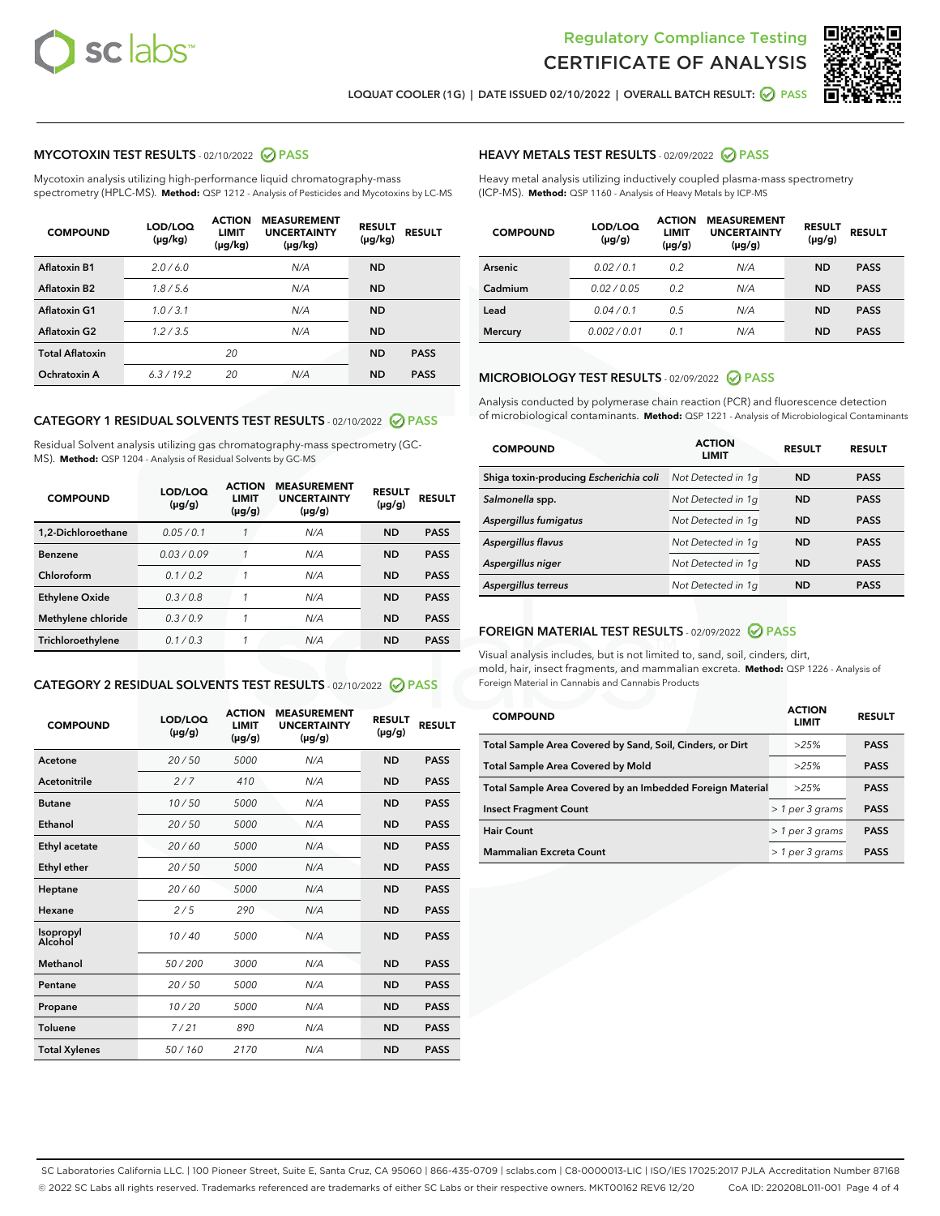Regulatory Compliance Testing

# CERTIFICATE OF ANALYSIS

LOQUAT COOLER (1G) | DATE ISSUED 02/10/2022 | OVERALL BATCH RESULT: PASS

## MYCOTOXIN TEST RESULTS - 02/10/2022 PASS

Mycotoxin analysis utilizing high-performance liquid chromatography-mass spectrometry (HPLC-MS). **Method:** QSP 1212 - Analysis of Pesticides and Mycotoxins by LC-MS

| COMPOUND | LOD/LOQ (µg/kg) | ACTION LIMIT (µg/kg) | MEASUREMENT UNCERTAINTY (µg/kg) | RESULT (µg/kg) | RESULT |
|---|---|---|---|---|---|
| Aflatoxin B1 | 2.0 / 6.0 | | N/A | ND | |
| Aflatoxin B2 | 1.8 / 5.6 | | N/A | ND | |
| Aflatoxin G1 | 1.0 / 3.1 | | N/A | ND | |
| Aflatoxin G2 | 1.2 / 3.5 | | N/A | ND | |
| Total Aflatoxin | | 20 | | ND | PASS |
| Ochratoxin A | 6.3 / 19.2 | 20 | N/A | ND | PASS |

## CATEGORY 1 RESIDUAL SOLVENTS TEST RESULTS - 02/10/2022 PASS

Residual Solvent analysis utilizing gas chromatography-mass spectrometry (GC-MS). **Method:** QSP 1204 - Analysis of Residual Solvents by GC-MS

| COMPOUND | LOD/LOQ (µg/g) | ACTION LIMIT (µg/g) | MEASUREMENT UNCERTAINTY (µg/g) | RESULT (µg/g) | RESULT |
|---|---|---|---|---|---|
| 1,2-Dichloroethane | 0.05 / 0.1 | 1 | N/A | ND | PASS |
| Benzene | 0.03 / 0.09 | 1 | N/A | ND | PASS |
| Chloroform | 0.1 / 0.2 | 1 | N/A | ND | PASS |
| Ethylene Oxide | 0.3 / 0.8 | 1 | N/A | ND | PASS |
| Methylene chloride | 0.3 / 0.9 | 1 | N/A | ND | PASS |
| Trichloroethylene | 0.1 / 0.3 | 1 | N/A | ND | PASS |

## CATEGORY 2 RESIDUAL SOLVENTS TEST RESULTS - 02/10/2022 PASS

| COMPOUND | LOD/LOQ (µg/g) | ACTION LIMIT (µg/g) | MEASUREMENT UNCERTAINTY (µg/g) | RESULT (µg/g) | RESULT |
|---|---|---|---|---|---|
| Acetone | 20 / 50 | 5000 | N/A | ND | PASS |
| Acetonitrile | 2 / 7 | 410 | N/A | ND | PASS |
| Butane | 10 / 50 | 5000 | N/A | ND | PASS |
| Ethanol | 20 / 50 | 5000 | N/A | ND | PASS |
| Ethyl acetate | 20 / 60 | 5000 | N/A | ND | PASS |
| Ethyl ether | 20 / 50 | 5000 | N/A | ND | PASS |
| Heptane | 20 / 60 | 5000 | N/A | ND | PASS |
| Hexane | 2 / 5 | 290 | N/A | ND | PASS |
| Isopropyl Alcohol | 10 / 40 | 5000 | N/A | ND | PASS |
| Methanol | 50 / 200 | 3000 | N/A | ND | PASS |
| Pentane | 20 / 50 | 5000 | N/A | ND | PASS |
| Propane | 10 / 20 | 5000 | N/A | ND | PASS |
| Toluene | 7 / 21 | 890 | N/A | ND | PASS |
| Total Xylenes | 50 / 160 | 2170 | N/A | ND | PASS |

## HEAVY METALS TEST RESULTS - 02/09/2022 PASS

Heavy metal analysis utilizing inductively coupled plasma-mass spectrometry (ICP-MS). **Method:** QSP 1160 - Analysis of Heavy Metals by ICP-MS

| COMPOUND | LOD/LOQ (µg/g) | ACTION LIMIT (µg/g) | MEASUREMENT UNCERTAINTY (µg/g) | RESULT (µg/g) | RESULT |
|---|---|---|---|---|---|
| Arsenic | 0.02 / 0.1 | 0.2 | N/A | ND | PASS |
| Cadmium | 0.02 / 0.05 | 0.2 | N/A | ND | PASS |
| Lead | 0.04 / 0.1 | 0.5 | N/A | ND | PASS |
| Mercury | 0.002 / 0.01 | 0.1 | N/A | ND | PASS |

## MICROBIOLOGY TEST RESULTS - 02/09/2022 PASS

Analysis conducted by polymerase chain reaction (PCR) and fluorescence detection of microbiological contaminants. **Method:** QSP 1221 - Analysis of Microbiological Contaminants

| COMPOUND | ACTION LIMIT | RESULT | RESULT |
|---|---|---|---|
| Shiga toxin-producing *Escherichia coli* | Not Detected in 1g | ND | PASS |
| *Salmonella* spp. | Not Detected in 1g | ND | PASS |
| *Aspergillus fumigatus* | Not Detected in 1g | ND | PASS |
| *Aspergillus flavus* | Not Detected in 1g | ND | PASS |
| *Aspergillus niger* | Not Detected in 1g | ND | PASS |
| *Aspergillus terreus* | Not Detected in 1g | ND | PASS |

## FOREIGN MATERIAL TEST RESULTS - 02/09/2022 PASS

Visual analysis includes, but is not limited to, sand, soil, cinders, dirt, mold, hair, insect fragments, and mammalian excreta. **Method:** QSP 1226 - Analysis of Foreign Material in Cannabis and Cannabis Products

| COMPOUND | ACTION LIMIT | RESULT |
|---|---|---|
| Total Sample Area Covered by Sand, Soil, Cinders, or Dirt | >25% | PASS |
| Total Sample Area Covered by Mold | >25% | PASS |
| Total Sample Area Covered by an Imbedded Foreign Material | >25% | PASS |
| Insect Fragment Count | > 1 per 3 grams | PASS |
| Hair Count | > 1 per 3 grams | PASS |
| Mammalian Excreta Count | > 1 per 3 grams | PASS |

SC Laboratories California LLC. | 100 Pioneer Street, Suite E, Santa Cruz, CA 95060 | 866-435-0709 | sclabs.com | C8-0000013-LIC | ISO/IES 17025:2017 PJLA Accreditation Number 87168
© 2022 SC Labs all rights reserved. Trademarks referenced are trademarks of either SC Labs or their respective owners. MKT00162 REV6 12/20 CoA ID: 220208L011-001